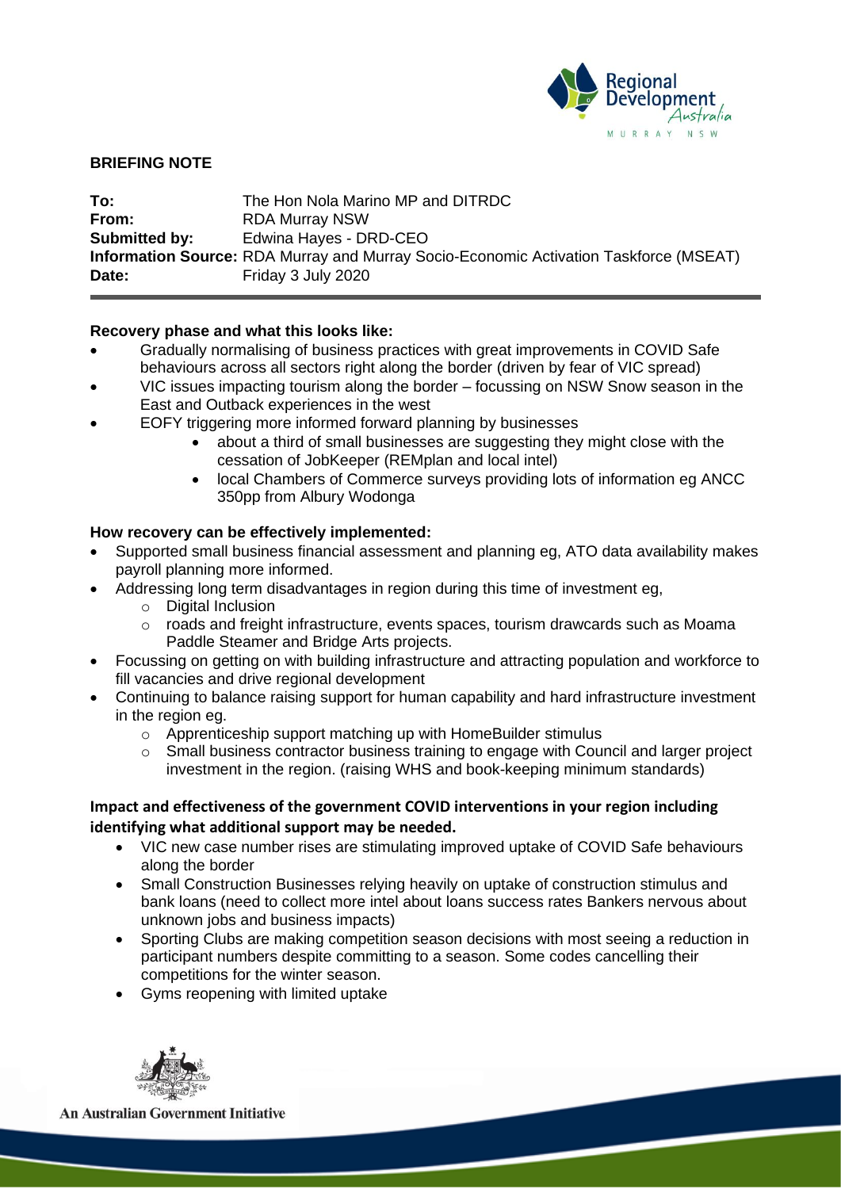## BRIEFING NOTE

**To:** The Hon Nola Marino MP and DITRDC
**From:** RDA Murray NSW
**Submitted by:** Edwina Hayes - DRD-CEO
**Information Source:** RDA Murray and Murray Socio-Economic Activation Taskforce (MSEAT)
**Date:** Friday 3 July 2020

---

### Recovery phase and what this looks like:

- Gradually normalising of business practices with great improvements in COVID Safe behaviours across all sectors right along the border (driven by fear of VIC spread)
- VIC issues impacting tourism along the border – focussing on NSW Snow season in the East and Outback experiences in the west
- EOFY triggering more informed forward planning by businesses
  - about a third of small businesses are suggesting they might close with the cessation of JobKeeper (REMplan and local intel)
  - local Chambers of Commerce surveys providing lots of information eg ANCC 350pp from Albury Wodonga

### How recovery can be effectively implemented:

- Supported small business financial assessment and planning eg, ATO data availability makes payroll planning more informed.
- Addressing long term disadvantages in region during this time of investment eg,
  - Digital Inclusion
  - roads and freight infrastructure, events spaces, tourism drawcards such as Moama Paddle Steamer and Bridge Arts projects.
- Focussing on getting on with building infrastructure and attracting population and workforce to fill vacancies and drive regional development
- Continuing to balance raising support for human capability and hard infrastructure investment in the region eg.
  - Apprenticeship support matching up with HomeBuilder stimulus
  - Small business contractor business training to engage with Council and larger project investment in the region. (raising WHS and book-keeping minimum standards)

### Impact and effectiveness of the government COVID interventions in your region including identifying what additional support may be needed.

- VIC new case number rises are stimulating improved uptake of COVID Safe behaviours along the border
- Small Construction Businesses relying heavily on uptake of construction stimulus and bank loans (need to collect more intel about loans success rates Bankers nervous about unknown jobs and business impacts)
- Sporting Clubs are making competition season decisions with most seeing a reduction in participant numbers despite committing to a season. Some codes cancelling their competitions for the winter season.
- Gyms reopening with limited uptake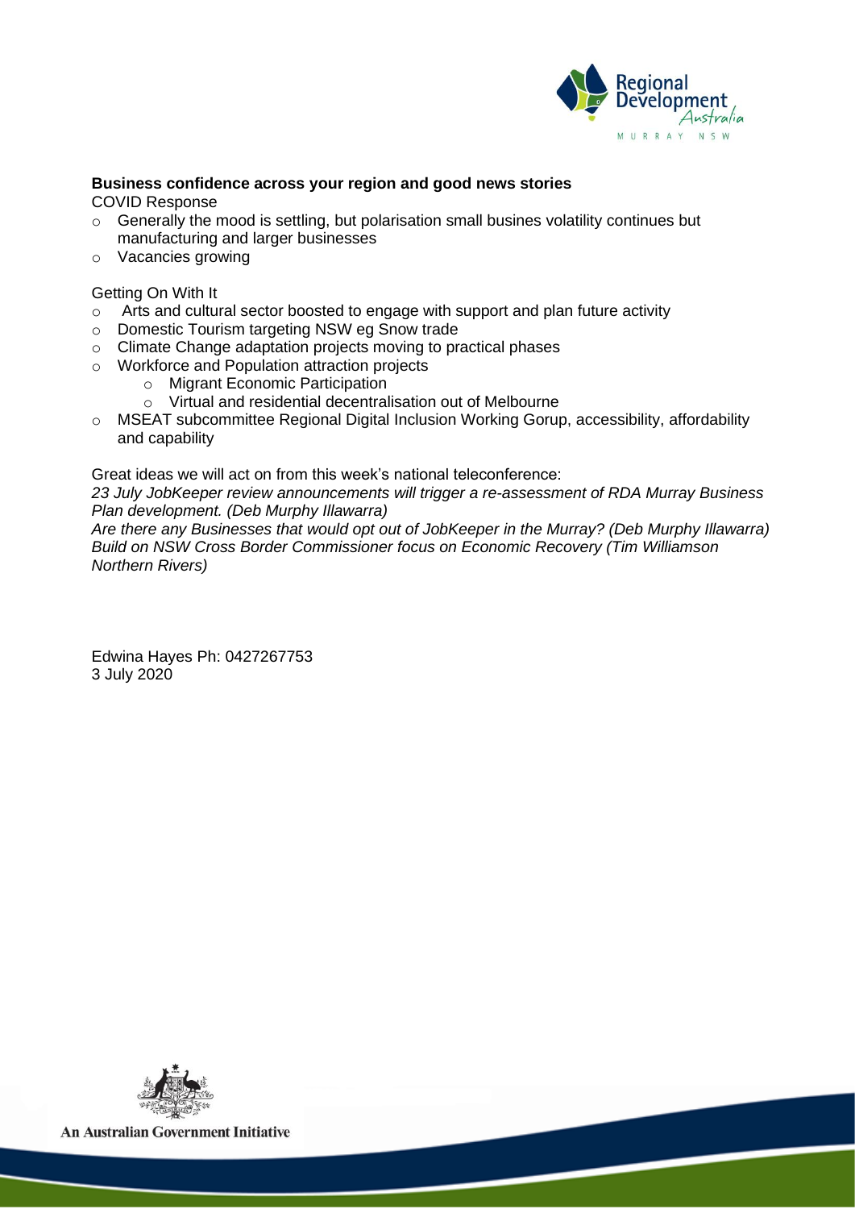**Business confidence across your region and good news stories**

COVID Response

- Generally the mood is settling, but polarisation small busines volatility continues but manufacturing and larger businesses
- Vacancies growing

Getting On With It

- Arts and cultural sector boosted to engage with support and plan future activity
- Domestic Tourism targeting NSW eg Snow trade
- Climate Change adaptation projects moving to practical phases
- Workforce and Population attraction projects
  - Migrant Economic Participation
  - Virtual and residential decentralisation out of Melbourne
- MSEAT subcommittee Regional Digital Inclusion Working Gorup, accessibility, affordability and capability

Great ideas we will act on from this week's national teleconference:

*23 July JobKeeper review announcements will trigger a re-assessment of RDA Murray Business Plan development. (Deb Murphy Illawarra)*

*Are there any Businesses that would opt out of JobKeeper in the Murray? (Deb Murphy Illawarra)*

*Build on NSW Cross Border Commissioner focus on Economic Recovery (Tim Williamson Northern Rivers)*

Edwina Hayes Ph: 0427267753

3 July 2020